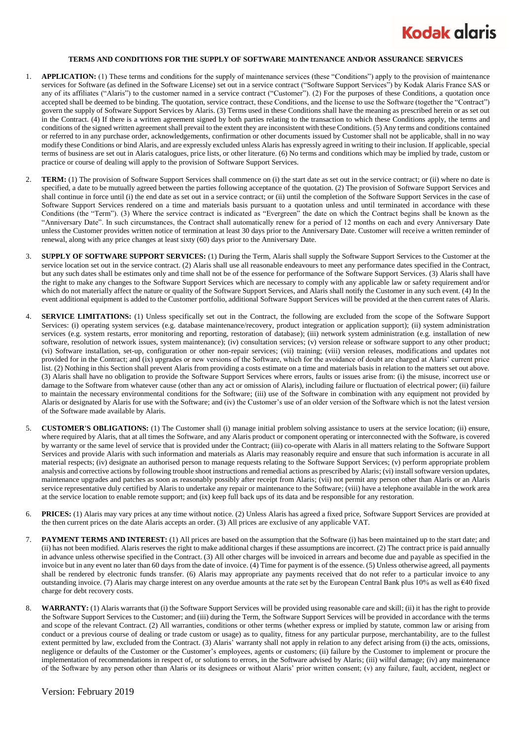# TERMS AND CONDITIONS FOR THE SUPPLY OF SOFTWARE MAINTENANCE AND/OR ASSURANCE SERVICES

1. **APPLICATION:** (1) These terms and conditions for the supply of maintenance services (these "Conditions") apply to the provision of maintenance services for Software (as defined in the Software License) set out in a service contract ("Software Support Services") by Kodak Alaris France SAS or any of its affiliates ("Alaris") to the customer named in a service contract ("Customer"). (2) For the purposes of these Conditions, a quotation once accepted shall be deemed to be binding. The quotation, service contract, these Conditions, and the license to use the Software (together the "Contract") govern the supply of Software Support Services by Alaris. (3) Terms used in these Conditions shall have the meaning as prescribed herein or as set out in the Contract. (4) If there is a written agreement signed by both parties relating to the transaction to which these Conditions apply, the terms and conditions of the signed written agreement shall prevail to the extent they are inconsistent with these Conditions. (5) Any terms and conditions contained or referred to in any purchase order, acknowledgements, confirmation or other documents issued by Customer shall not be applicable, shall in no way modify these Conditions or bind Alaris, and are expressly excluded unless Alaris has expressly agreed in writing to their inclusion. If applicable, special terms of business are set out in Alaris catalogues, price lists, or other literature. (6) No terms and conditions which may be implied by trade, custom or practice or course of dealing will apply to the provision of Software Support Services.

2. **TERM:** (1) The provision of Software Support Services shall commence on (i) the start date as set out in the service contract; or (ii) where no date is specified, a date to be mutually agreed between the parties following acceptance of the quotation. (2) The provision of Software Support Services and shall continue in force until (i) the end date as set out in a service contract; or (ii) until the completion of the Software Support Services in the case of Software Support Services rendered on a time and materials basis pursuant to a quotation unless and until terminated in accordance with these Conditions (the "Term"). (3) Where the service contract is indicated as "Evergreen" the date on which the Contract begins shall be known as the "Anniversary Date". In such circumstances, the Contract shall automatically renew for a period of 12 months on each and every Anniversary Date unless the Customer provides written notice of termination at least 30 days prior to the Anniversary Date. Customer will receive a written reminder of renewal, along with any price changes at least sixty (60) days prior to the Anniversary Date.

3. **SUPPLY OF SOFTWARE SUPPORT SERVICES:** (1) During the Term, Alaris shall supply the Software Support Services to the Customer at the service location set out in the service contract. (2) Alaris shall use all reasonable endeavours to meet any performance dates specified in the Contract, but any such dates shall be estimates only and time shall not be of the essence for performance of the Software Support Services. (3) Alaris shall have the right to make any changes to the Software Support Services which are necessary to comply with any applicable law or safety requirement and/or which do not materially affect the nature or quality of the Software Support Services, and Alaris shall notify the Customer in any such event. (4) In the event additional equipment is added to the Customer portfolio, additional Software Support Services will be provided at the then current rates of Alaris.

4. **SERVICE LIMITATIONS:** (1) Unless specifically set out in the Contract, the following are excluded from the scope of the Software Support Services: (i) operating system services (e.g. database maintenance/recovery, product integration or application support); (ii) system administration services (e.g. system restarts, error monitoring and reporting, restoration of database); (iii) network system administration (e.g. installation of new software, resolution of network issues, system maintenance); (iv) consultation services; (v) version release or software support to any other product; (vi) Software installation, set-up, configuration or other non-repair services; (vii) training; (viii) version releases, modifications and updates not provided for in the Contract; and (ix) upgrades or new versions of the Software, which for the avoidance of doubt are charged at Alaris' current price list. (2) Nothing in this Section shall prevent Alaris from providing a costs estimate on a time and materials basis in relation to the matters set out above. (3) Alaris shall have no obligation to provide the Software Support Services where errors, faults or issues arise from: (i) the misuse, incorrect use or damage to the Software from whatever cause (other than any act or omission of Alaris), including failure or fluctuation of electrical power; (ii) failure to maintain the necessary environmental conditions for the Software; (iii) use of the Software in combination with any equipment not provided by Alaris or designated by Alaris for use with the Software; and (iv) the Customer's use of an older version of the Software which is not the latest version of the Software made available by Alaris.

5. **CUSTOMER'S OBLIGATIONS:** (1) The Customer shall (i) manage initial problem solving assistance to users at the service location; (ii) ensure, where required by Alaris, that at all times the Software, and any Alaris product or component operating or interconnected with the Software, is covered by warranty or the same level of service that is provided under the Contract; (iii) co-operate with Alaris in all matters relating to the Software Support Services and provide Alaris with such information and materials as Alaris may reasonably require and ensure that such information is accurate in all material respects; (iv) designate an authorised person to manage requests relating to the Software Support Services; (v) perform appropriate problem analysis and corrective actions by following trouble shoot instructions and remedial actions as prescribed by Alaris; (vi) install software version updates, maintenance upgrades and patches as soon as reasonably possibly after receipt from Alaris; (vii) not permit any person other than Alaris or an Alaris service representative duly certified by Alaris to undertake any repair or maintenance to the Software; (viii) have a telephone available in the work area at the service location to enable remote support; and (ix) keep full back ups of its data and be responsible for any restoration.

6. **PRICES:** (1) Alaris may vary prices at any time without notice. (2) Unless Alaris has agreed a fixed price, Software Support Services are provided at the then current prices on the date Alaris accepts an order. (3) All prices are exclusive of any applicable VAT.

7. **PAYMENT TERMS AND INTEREST:** (1) All prices are based on the assumption that the Software (i) has been maintained up to the start date; and (ii) has not been modified. Alaris reserves the right to make additional charges if these assumptions are incorrect. (2) The contract price is paid annually in advance unless otherwise specified in the Contract. (3) All other charges will be invoiced in arrears and become due and payable as specified in the invoice but in any event no later than 60 days from the date of invoice. (4) Time for payment is of the essence. (5) Unless otherwise agreed, all payments shall be rendered by electronic funds transfer. (6) Alaris may appropriate any payments received that do not refer to a particular invoice to any outstanding invoice. (7) Alaris may charge interest on any overdue amounts at the rate set by the European Central Bank plus 10% as well as €40 fixed charge for debt recovery costs.

8. **WARRANTY:** (1) Alaris warrants that (i) the Software Support Services will be provided using reasonable care and skill; (ii) it has the right to provide the Software Support Services to the Customer; and (iii) during the Term, the Software Support Services will be provided in accordance with the terms and scope of the relevant Contract. (2) All warranties, conditions or other terms (whether express or implied by statute, common law or arising from conduct or a previous course of dealing or trade custom or usage) as to quality, fitness for any particular purpose, merchantability, are to the fullest extent permitted by law, excluded from the Contract. (3) Alaris' warranty shall not apply in relation to any defect arising from (i) the acts, omissions, negligence or defaults of the Customer or the Customer's employees, agents or customers; (ii) failure by the Customer to implement or procure the implementation of recommendations in respect of, or solutions to errors, in the Software advised by Alaris; (iii) wilful damage; (iv) any maintenance of the Software by any person other than Alaris or its designees or without Alaris' prior written consent; (v) any failure, fault, accident, neglect or

Version: February 2019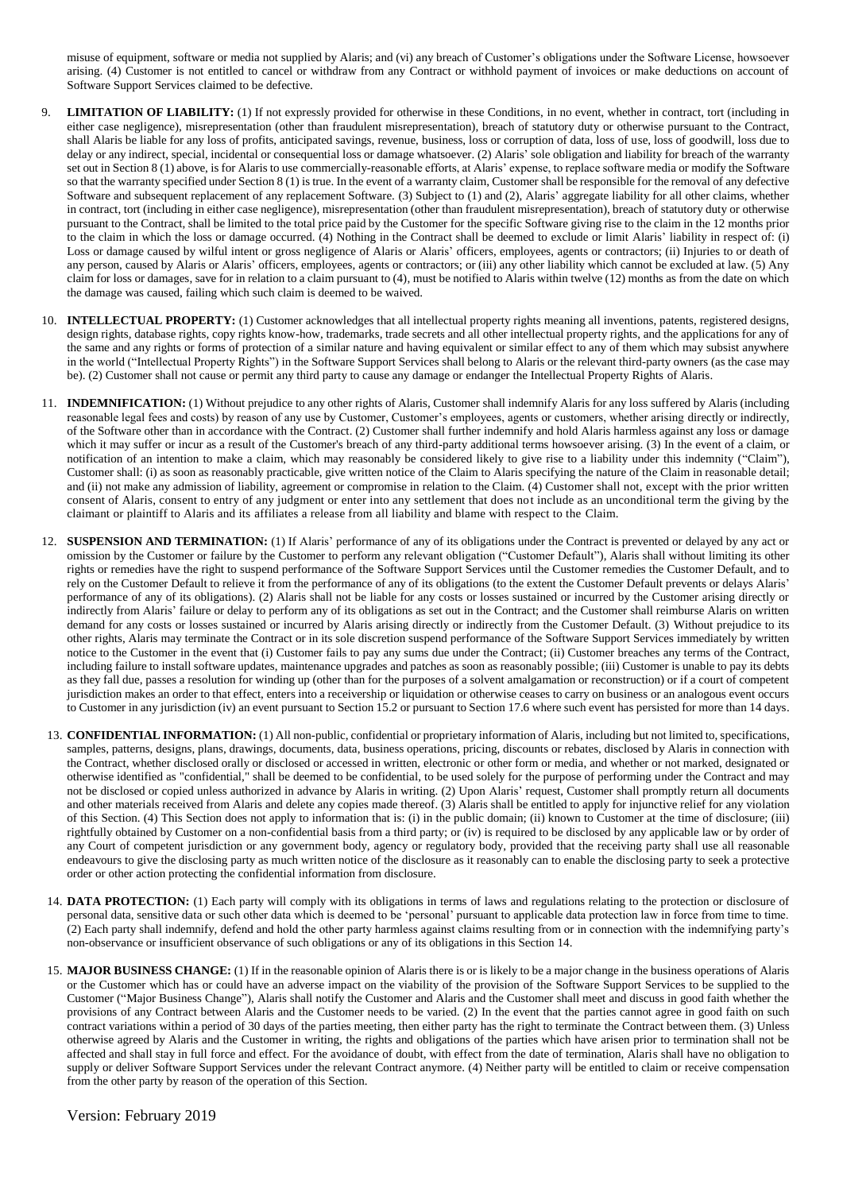misuse of equipment, software or media not supplied by Alaris; and (vi) any breach of Customer's obligations under the Software License, howsoever arising. (4) Customer is not entitled to cancel or withdraw from any Contract or withhold payment of invoices or make deductions on account of Software Support Services claimed to be defective.

9. **LIMITATION OF LIABILITY:** (1) If not expressly provided for otherwise in these Conditions, in no event, whether in contract, tort (including in either case negligence), misrepresentation (other than fraudulent misrepresentation), breach of statutory duty or otherwise pursuant to the Contract, shall Alaris be liable for any loss of profits, anticipated savings, revenue, business, loss or corruption of data, loss of use, loss of goodwill, loss due to delay or any indirect, special, incidental or consequential loss or damage whatsoever. (2) Alaris' sole obligation and liability for breach of the warranty set out in Section 8 (1) above, is for Alaris to use commercially-reasonable efforts, at Alaris' expense, to replace software media or modify the Software so that the warranty specified under Section 8 (1) is true. In the event of a warranty claim, Customer shall be responsible for the removal of any defective Software and subsequent replacement of any replacement Software. (3) Subject to (1) and (2), Alaris' aggregate liability for all other claims, whether in contract, tort (including in either case negligence), misrepresentation (other than fraudulent misrepresentation), breach of statutory duty or otherwise pursuant to the Contract, shall be limited to the total price paid by the Customer for the specific Software giving rise to the claim in the 12 months prior to the claim in which the loss or damage occurred. (4) Nothing in the Contract shall be deemed to exclude or limit Alaris' liability in respect of: (i) Loss or damage caused by wilful intent or gross negligence of Alaris or Alaris' officers, employees, agents or contractors; (ii) Injuries to or death of any person, caused by Alaris or Alaris' officers, employees, agents or contractors; or (iii) any other liability which cannot be excluded at law. (5) Any claim for loss or damages, save for in relation to a claim pursuant to (4), must be notified to Alaris within twelve (12) months as from the date on which the damage was caused, failing which such claim is deemed to be waived.

10. **INTELLECTUAL PROPERTY:** (1) Customer acknowledges that all intellectual property rights meaning all inventions, patents, registered designs, design rights, database rights, copy rights know-how, trademarks, trade secrets and all other intellectual property rights, and the applications for any of the same and any rights or forms of protection of a similar nature and having equivalent or similar effect to any of them which may subsist anywhere in the world ("Intellectual Property Rights") in the Software Support Services shall belong to Alaris or the relevant third-party owners (as the case may be). (2) Customer shall not cause or permit any third party to cause any damage or endanger the Intellectual Property Rights of Alaris.

11. **INDEMNIFICATION:** (1) Without prejudice to any other rights of Alaris, Customer shall indemnify Alaris for any loss suffered by Alaris (including reasonable legal fees and costs) by reason of any use by Customer, Customer's employees, agents or customers, whether arising directly or indirectly, of the Software other than in accordance with the Contract. (2) Customer shall further indemnify and hold Alaris harmless against any loss or damage which it may suffer or incur as a result of the Customer's breach of any third-party additional terms howsoever arising. (3) In the event of a claim, or notification of an intention to make a claim, which may reasonably be considered likely to give rise to a liability under this indemnity ("Claim"), Customer shall: (i) as soon as reasonably practicable, give written notice of the Claim to Alaris specifying the nature of the Claim in reasonable detail; and (ii) not make any admission of liability, agreement or compromise in relation to the Claim. (4) Customer shall not, except with the prior written consent of Alaris, consent to entry of any judgment or enter into any settlement that does not include as an unconditional term the giving by the claimant or plaintiff to Alaris and its affiliates a release from all liability and blame with respect to the Claim.

12. **SUSPENSION AND TERMINATION:** (1) If Alaris' performance of any of its obligations under the Contract is prevented or delayed by any act or omission by the Customer or failure by the Customer to perform any relevant obligation ("Customer Default"), Alaris shall without limiting its other rights or remedies have the right to suspend performance of the Software Support Services until the Customer remedies the Customer Default, and to rely on the Customer Default to relieve it from the performance of any of its obligations (to the extent the Customer Default prevents or delays Alaris' performance of any of its obligations). (2) Alaris shall not be liable for any costs or losses sustained or incurred by the Customer arising directly or indirectly from Alaris' failure or delay to perform any of its obligations as set out in the Contract; and the Customer shall reimburse Alaris on written demand for any costs or losses sustained or incurred by Alaris arising directly or indirectly from the Customer Default. (3) Without prejudice to its other rights, Alaris may terminate the Contract or in its sole discretion suspend performance of the Software Support Services immediately by written notice to the Customer in the event that (i) Customer fails to pay any sums due under the Contract; (ii) Customer breaches any terms of the Contract, including failure to install software updates, maintenance upgrades and patches as soon as reasonably possible; (iii) Customer is unable to pay its debts as they fall due, passes a resolution for winding up (other than for the purposes of a solvent amalgamation or reconstruction) or if a court of competent jurisdiction makes an order to that effect, enters into a receivership or liquidation or otherwise ceases to carry on business or an analogous event occurs to Customer in any jurisdiction (iv) an event pursuant to Section 15.2 or pursuant to Section 17.6 where such event has persisted for more than 14 days.

13. **CONFIDENTIAL INFORMATION:** (1) All non-public, confidential or proprietary information of Alaris, including but not limited to, specifications, samples, patterns, designs, plans, drawings, documents, data, business operations, pricing, discounts or rebates, disclosed by Alaris in connection with the Contract, whether disclosed orally or disclosed or accessed in written, electronic or other form or media, and whether or not marked, designated or otherwise identified as "confidential," shall be deemed to be confidential, to be used solely for the purpose of performing under the Contract and may not be disclosed or copied unless authorized in advance by Alaris in writing. (2) Upon Alaris' request, Customer shall promptly return all documents and other materials received from Alaris and delete any copies made thereof. (3) Alaris shall be entitled to apply for injunctive relief for any violation of this Section. (4) This Section does not apply to information that is: (i) in the public domain; (ii) known to Customer at the time of disclosure; (iii) rightfully obtained by Customer on a non-confidential basis from a third party; or (iv) is required to be disclosed by any applicable law or by order of any Court of competent jurisdiction or any government body, agency or regulatory body, provided that the receiving party shall use all reasonable endeavours to give the disclosing party as much written notice of the disclosure as it reasonably can to enable the disclosing party to seek a protective order or other action protecting the confidential information from disclosure.

14. **DATA PROTECTION:** (1) Each party will comply with its obligations in terms of laws and regulations relating to the protection or disclosure of personal data, sensitive data or such other data which is deemed to be 'personal' pursuant to applicable data protection law in force from time to time. (2) Each party shall indemnify, defend and hold the other party harmless against claims resulting from or in connection with the indemnifying party's non-observance or insufficient observance of such obligations or any of its obligations in this Section 14.

15. **MAJOR BUSINESS CHANGE:** (1) If in the reasonable opinion of Alaris there is or is likely to be a major change in the business operations of Alaris or the Customer which has or could have an adverse impact on the viability of the provision of the Software Support Services to be supplied to the Customer ("Major Business Change"), Alaris shall notify the Customer and Alaris and the Customer shall meet and discuss in good faith whether the provisions of any Contract between Alaris and the Customer needs to be varied. (2) In the event that the parties cannot agree in good faith on such contract variations within a period of 30 days of the parties meeting, then either party has the right to terminate the Contract between them. (3) Unless otherwise agreed by Alaris and the Customer in writing, the rights and obligations of the parties which have arisen prior to termination shall not be affected and shall stay in full force and effect. For the avoidance of doubt, with effect from the date of termination, Alaris shall have no obligation to supply or deliver Software Support Services under the relevant Contract anymore. (4) Neither party will be entitled to claim or receive compensation from the other party by reason of the operation of this Section.

Version: February 2019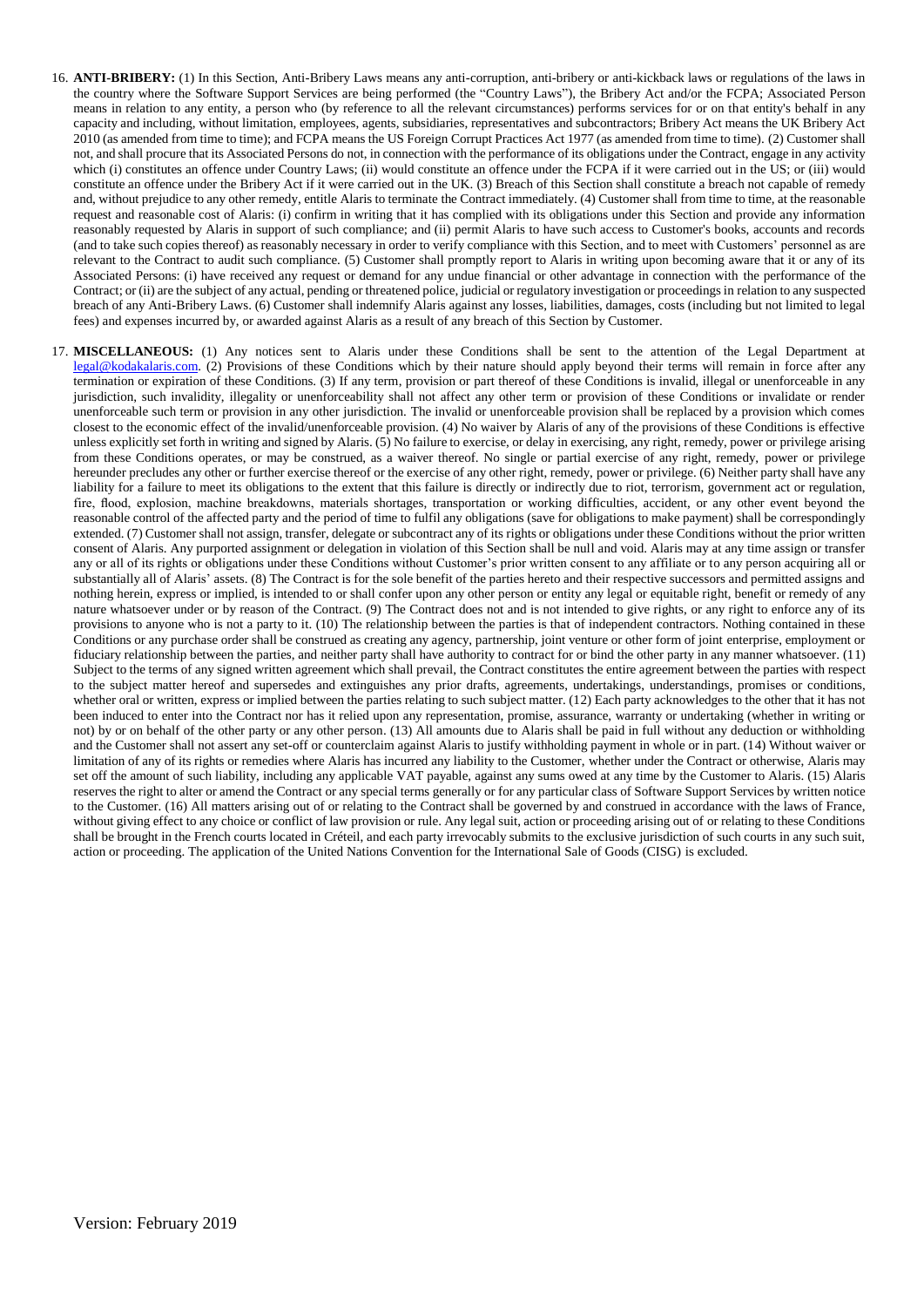16. **ANTI-BRIBERY:** (1) In this Section, Anti-Bribery Laws means any anti-corruption, anti-bribery or anti-kickback laws or regulations of the laws in the country where the Software Support Services are being performed (the "Country Laws"), the Bribery Act and/or the FCPA; Associated Person means in relation to any entity, a person who (by reference to all the relevant circumstances) performs services for or on that entity's behalf in any capacity and including, without limitation, employees, agents, subsidiaries, representatives and subcontractors; Bribery Act means the UK Bribery Act 2010 (as amended from time to time); and FCPA means the US Foreign Corrupt Practices Act 1977 (as amended from time to time). (2) Customer shall not, and shall procure that its Associated Persons do not, in connection with the performance of its obligations under the Contract, engage in any activity which (i) constitutes an offence under Country Laws; (ii) would constitute an offence under the FCPA if it were carried out in the US; or (iii) would constitute an offence under the Bribery Act if it were carried out in the UK. (3) Breach of this Section shall constitute a breach not capable of remedy and, without prejudice to any other remedy, entitle Alaris to terminate the Contract immediately. (4) Customer shall from time to time, at the reasonable request and reasonable cost of Alaris: (i) confirm in writing that it has complied with its obligations under this Section and provide any information reasonably requested by Alaris in support of such compliance; and (ii) permit Alaris to have such access to Customer's books, accounts and records (and to take such copies thereof) as reasonably necessary in order to verify compliance with this Section, and to meet with Customers' personnel as are relevant to the Contract to audit such compliance. (5) Customer shall promptly report to Alaris in writing upon becoming aware that it or any of its Associated Persons: (i) have received any request or demand for any undue financial or other advantage in connection with the performance of the Contract; or (ii) are the subject of any actual, pending or threatened police, judicial or regulatory investigation or proceedings in relation to any suspected breach of any Anti-Bribery Laws. (6) Customer shall indemnify Alaris against any losses, liabilities, damages, costs (including but not limited to legal fees) and expenses incurred by, or awarded against Alaris as a result of any breach of this Section by Customer.

17. **MISCELLANEOUS:** (1) Any notices sent to Alaris under these Conditions shall be sent to the attention of the Legal Department at legal@kodakalaris.com. (2) Provisions of these Conditions which by their nature should apply beyond their terms will remain in force after any termination or expiration of these Conditions. (3) If any term, provision or part thereof of these Conditions is invalid, illegal or unenforceable in any jurisdiction, such invalidity, illegality or unenforceability shall not affect any other term or provision of these Conditions or invalidate or render unenforceable such term or provision in any other jurisdiction. The invalid or unenforceable provision shall be replaced by a provision which comes closest to the economic effect of the invalid/unenforceable provision. (4) No waiver by Alaris of any of the provisions of these Conditions is effective unless explicitly set forth in writing and signed by Alaris. (5) No failure to exercise, or delay in exercising, any right, remedy, power or privilege arising from these Conditions operates, or may be construed, as a waiver thereof. No single or partial exercise of any right, remedy, power or privilege hereunder precludes any other or further exercise thereof or the exercise of any other right, remedy, power or privilege. (6) Neither party shall have any liability for a failure to meet its obligations to the extent that this failure is directly or indirectly due to riot, terrorism, government act or regulation, fire, flood, explosion, machine breakdowns, materials shortages, transportation or working difficulties, accident, or any other event beyond the reasonable control of the affected party and the period of time to fulfil any obligations (save for obligations to make payment) shall be correspondingly extended. (7) Customer shall not assign, transfer, delegate or subcontract any of its rights or obligations under these Conditions without the prior written consent of Alaris. Any purported assignment or delegation in violation of this Section shall be null and void. Alaris may at any time assign or transfer any or all of its rights or obligations under these Conditions without Customer's prior written consent to any affiliate or to any person acquiring all or substantially all of Alaris' assets. (8) The Contract is for the sole benefit of the parties hereto and their respective successors and permitted assigns and nothing herein, express or implied, is intended to or shall confer upon any other person or entity any legal or equitable right, benefit or remedy of any nature whatsoever under or by reason of the Contract. (9) The Contract does not and is not intended to give rights, or any right to enforce any of its provisions to anyone who is not a party to it. (10) The relationship between the parties is that of independent contractors. Nothing contained in these Conditions or any purchase order shall be construed as creating any agency, partnership, joint venture or other form of joint enterprise, employment or fiduciary relationship between the parties, and neither party shall have authority to contract for or bind the other party in any manner whatsoever. (11) Subject to the terms of any signed written agreement which shall prevail, the Contract constitutes the entire agreement between the parties with respect to the subject matter hereof and supersedes and extinguishes any prior drafts, agreements, undertakings, understandings, promises or conditions, whether oral or written, express or implied between the parties relating to such subject matter. (12) Each party acknowledges to the other that it has not been induced to enter into the Contract nor has it relied upon any representation, promise, assurance, warranty or undertaking (whether in writing or not) by or on behalf of the other party or any other person. (13) All amounts due to Alaris shall be paid in full without any deduction or withholding and the Customer shall not assert any set-off or counterclaim against Alaris to justify withholding payment in whole or in part. (14) Without waiver or limitation of any of its rights or remedies where Alaris has incurred any liability to the Customer, whether under the Contract or otherwise, Alaris may set off the amount of such liability, including any applicable VAT payable, against any sums owed at any time by the Customer to Alaris. (15) Alaris reserves the right to alter or amend the Contract or any special terms generally or for any particular class of Software Support Services by written notice to the Customer. (16) All matters arising out of or relating to the Contract shall be governed by and construed in accordance with the laws of France, without giving effect to any choice or conflict of law provision or rule. Any legal suit, action or proceeding arising out of or relating to these Conditions shall be brought in the French courts located in Créteil, and each party irrevocably submits to the exclusive jurisdiction of such courts in any such suit, action or proceeding. The application of the United Nations Convention for the International Sale of Goods (CISG) is excluded.

Version: February 2019